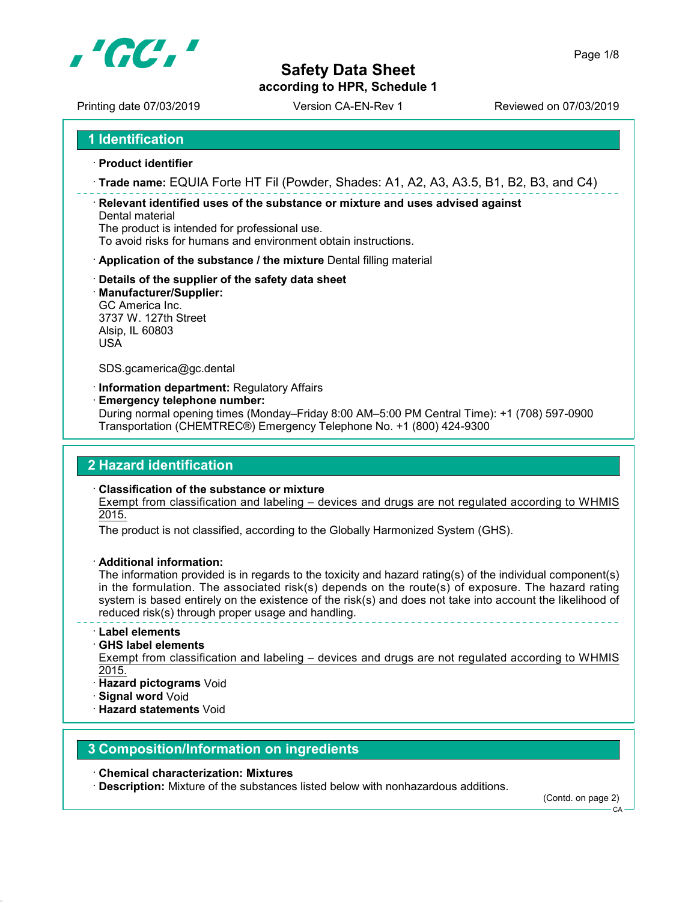# Safety Data Sheet

**according to HPR, Schedule 1**

Printing date 07/03/2019 Version CA-EN-Rev 1 Reviewed on 07/03/2019

## 1 Identification

· **Product identifier**

· **Trade name:** EQUIA Forte HT Fil (Powder, Shades: A1, A2, A3, A3.5, B1, B2, B3, and C4)

· **Relevant identified uses of the substance or mixture and uses advised against**
Dental material
The product is intended for professional use.
To avoid risks for humans and environment obtain instructions.

· **Application of the substance / the mixture** Dental filling material

· **Details of the supplier of the safety data sheet**

· **Manufacturer/Supplier:**
GC America Inc.
3737 W. 127th Street
Alsip, IL 60803
USA

SDS.gcamerica@gc.dental

· **Information department:** Regulatory Affairs

· **Emergency telephone number:**
During normal opening times (Monday–Friday 8:00 AM–5:00 PM Central Time): +1 (708) 597-0900
Transportation (CHEMTREC®) Emergency Telephone No. +1 (800) 424-9300

## 2 Hazard identification

· **Classification of the substance or mixture**
Exempt from classification and labeling – devices and drugs are not regulated according to WHMIS 2015.
The product is not classified, according to the Globally Harmonized System (GHS).

· **Additional information:**
The information provided is in regards to the toxicity and hazard rating(s) of the individual component(s) in the formulation. The associated risk(s) depends on the route(s) of exposure. The hazard rating system is based entirely on the existence of the risk(s) and does not take into account the likelihood of reduced risk(s) through proper usage and handling.

· **Label elements**

· **GHS label elements**
Exempt from classification and labeling – devices and drugs are not regulated according to WHMIS 2015.

· **Hazard pictograms** Void

· **Signal word** Void

· **Hazard statements** Void

## 3 Composition/Information on ingredients

· **Chemical characterization: Mixtures**

· **Description:** Mixture of the substances listed below with nonhazardous additions.

(Contd. on page 2)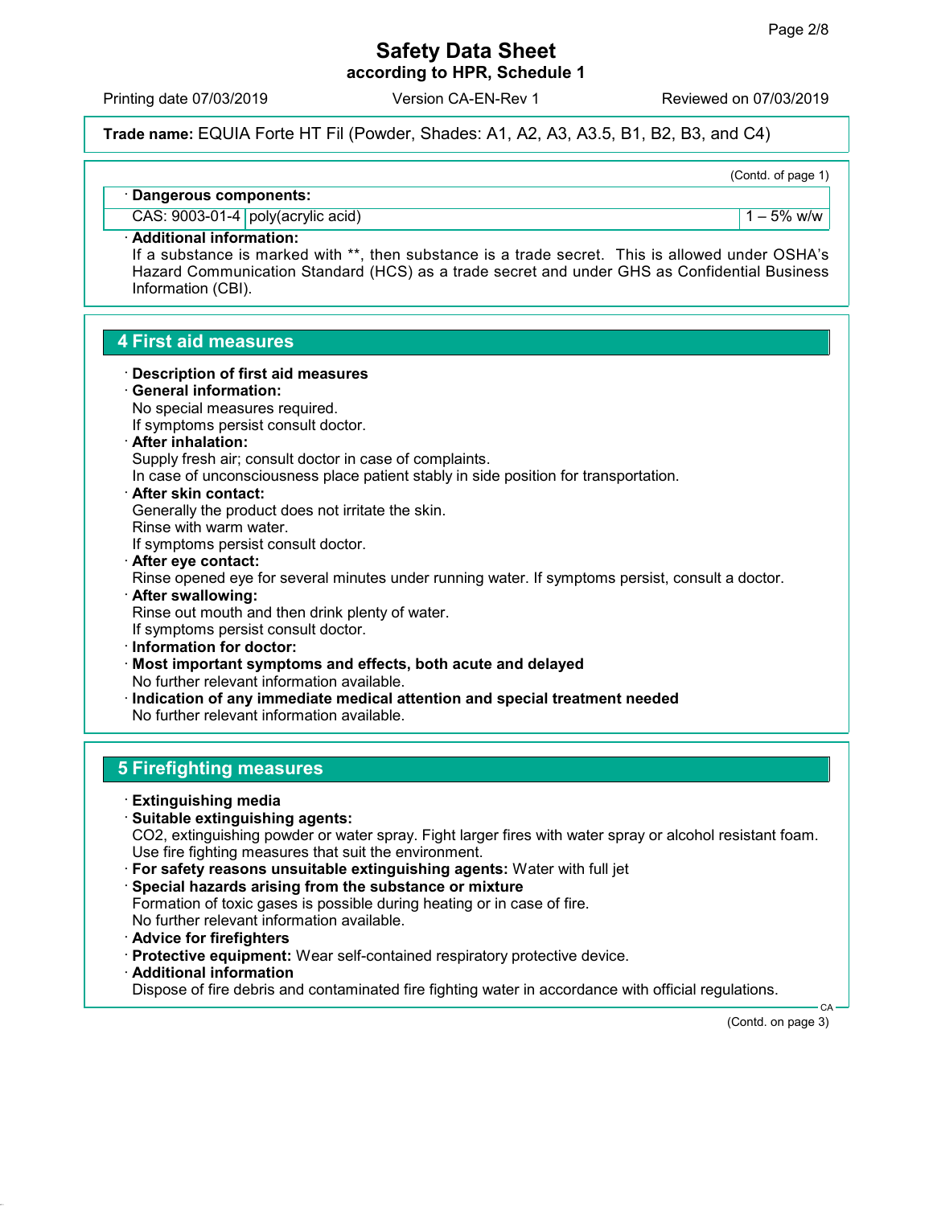(Contd. of page 1)

· **Dangerous components:**

| CAS: 9003-01-4 | poly(acrylic acid) | 1 – 5% w/w |
|---|---|---|

· **Additional information:**
If a substance is marked with **, then substance is a trade secret. This is allowed under OSHA's Hazard Communication Standard (HCS) as a trade secret and under GHS as Confidential Business Information (CBI).

## 4 First aid measures

· **Description of first aid measures**
· **General information:**
No special measures required.
If symptoms persist consult doctor.
· **After inhalation:**
Supply fresh air; consult doctor in case of complaints.
In case of unconsciousness place patient stably in side position for transportation.
· **After skin contact:**
Generally the product does not irritate the skin.
Rinse with warm water.
If symptoms persist consult doctor.
· **After eye contact:**
Rinse opened eye for several minutes under running water. If symptoms persist, consult a doctor.
· **After swallowing:**
Rinse out mouth and then drink plenty of water.
If symptoms persist consult doctor.
· **Information for doctor:**
· **Most important symptoms and effects, both acute and delayed**
No further relevant information available.
· **Indication of any immediate medical attention and special treatment needed**
No further relevant information available.

## 5 Firefighting measures

· **Extinguishing media**
· **Suitable extinguishing agents:**
$CO_2$, extinguishing powder or water spray. Fight larger fires with water spray or alcohol resistant foam.
Use fire fighting measures that suit the environment.
· **For safety reasons unsuitable extinguishing agents:** Water with full jet
· **Special hazards arising from the substance or mixture**
Formation of toxic gases is possible during heating or in case of fire.
No further relevant information available.
· **Advice for firefighters**
· **Protective equipment:** Wear self-contained respiratory protective device.
· **Additional information**
Dispose of fire debris and contaminated fire fighting water in accordance with official regulations.

(Contd. on page 3)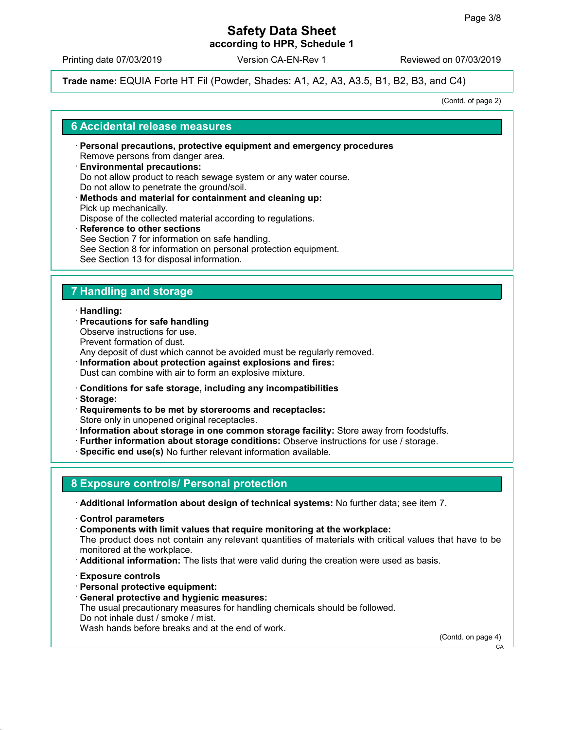**Trade name:** EQUIA Forte HT Fil (Powder, Shades: A1, A2, A3, A3.5, B1, B2, B3, and C4)

(Contd. of page 2)

## 6 Accidental release measures

· **Personal precautions, protective equipment and emergency procedures**
Remove persons from danger area.
· **Environmental precautions:**
Do not allow product to reach sewage system or any water course.
Do not allow to penetrate the ground/soil.
· **Methods and material for containment and cleaning up:**
Pick up mechanically.
Dispose of the collected material according to regulations.
· **Reference to other sections**
See Section 7 for information on safe handling.
See Section 8 for information on personal protection equipment.
See Section 13 for disposal information.

## 7 Handling and storage

· **Handling:**
· **Precautions for safe handling**
Observe instructions for use.
Prevent formation of dust.
Any deposit of dust which cannot be avoided must be regularly removed.
· **Information about protection against explosions and fires:**
Dust can combine with air to form an explosive mixture.

· **Conditions for safe storage, including any incompatibilities**
· **Storage:**
· **Requirements to be met by storerooms and receptacles:**
Store only in unopened original receptacles.
· **Information about storage in one common storage facility:** Store away from foodstuffs.
· **Further information about storage conditions:** Observe instructions for use / storage.
· **Specific end use(s)** No further relevant information available.

## 8 Exposure controls/ Personal protection

· **Additional information about design of technical systems:** No further data; see item 7.

· **Control parameters**
· **Components with limit values that require monitoring at the workplace:**
The product does not contain any relevant quantities of materials with critical values that have to be monitored at the workplace.
· **Additional information:** The lists that were valid during the creation were used as basis.

· **Exposure controls**
· **Personal protective equipment:**
· **General protective and hygienic measures:**
The usual precautionary measures for handling chemicals should be followed.
Do not inhale dust / smoke / mist.
Wash hands before breaks and at the end of work.

(Contd. on page 4)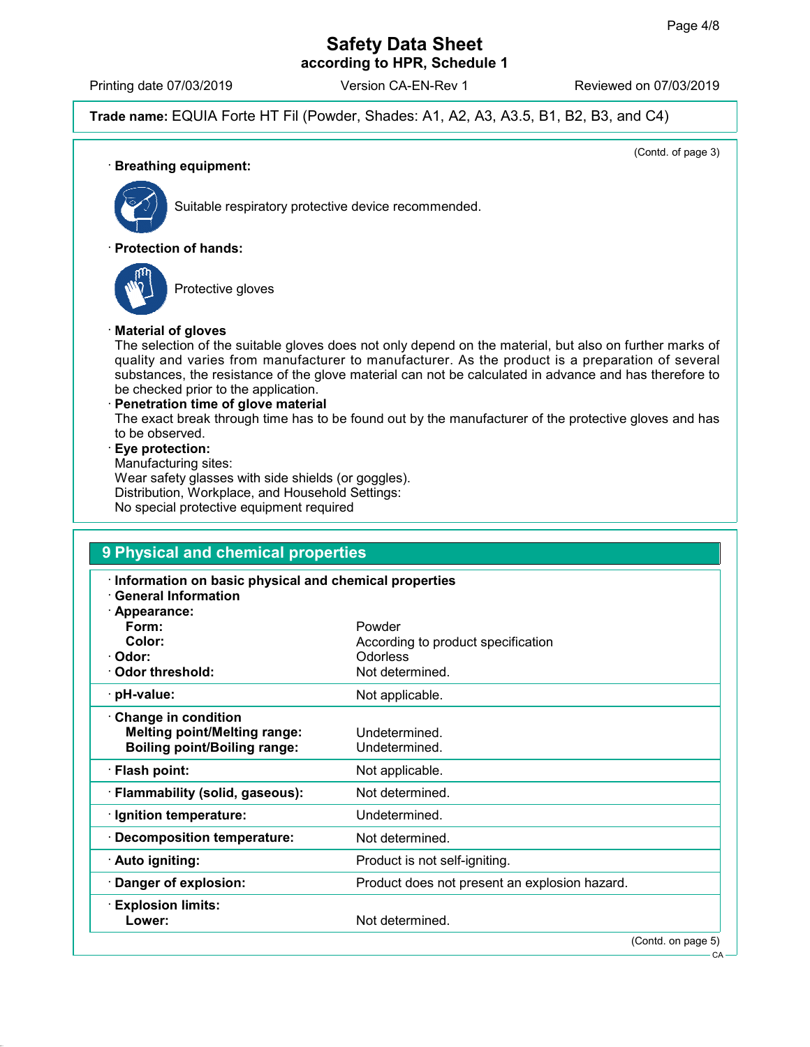**Trade name:** EQUIA Forte HT Fil (Powder, Shades: A1, A2, A3, A3.5, B1, B2, B3, and C4)

(Contd. of page 3)

· **Breathing equipment:**

Suitable respiratory protective device recommended.

· **Protection of hands:**

Protective gloves

· **Material of gloves**

The selection of the suitable gloves does not only depend on the material, but also on further marks of quality and varies from manufacturer to manufacturer. As the product is a preparation of several substances, the resistance of the glove material can not be calculated in advance and has therefore to be checked prior to the application.

· **Penetration time of glove material**

The exact break through time has to be found out by the manufacturer of the protective gloves and has to be observed.

· **Eye protection:**

Manufacturing sites:
Wear safety glasses with side shields (or goggles).
Distribution, Workplace, and Household Settings:
No special protective equipment required

## 9 Physical and chemical properties

· **Information on basic physical and chemical properties**

· **General Information**

| Property | Value |
|---|---|
| · **Appearance:** | |
| **Form:** | Powder |
| **Color:** | According to product specification |
| · **Odor:** | Odorless |
| · **Odor threshold:** | Not determined. |
| · **pH-value:** | Not applicable. |
| · **Change in condition** | |
| **Melting point/Melting range:** | Undetermined. |
| **Boiling point/Boiling range:** | Undetermined. |
| · **Flash point:** | Not applicable. |
| · **Flammability (solid, gaseous):** | Not determined. |
| · **Ignition temperature:** | Undetermined. |
| · **Decomposition temperature:** | Not determined. |
| · **Auto igniting:** | Product is not self-igniting. |
| · **Danger of explosion:** | Product does not present an explosion hazard. |
| · **Explosion limits:** | |
| **Lower:** | Not determined. |

(Contd. on page 5)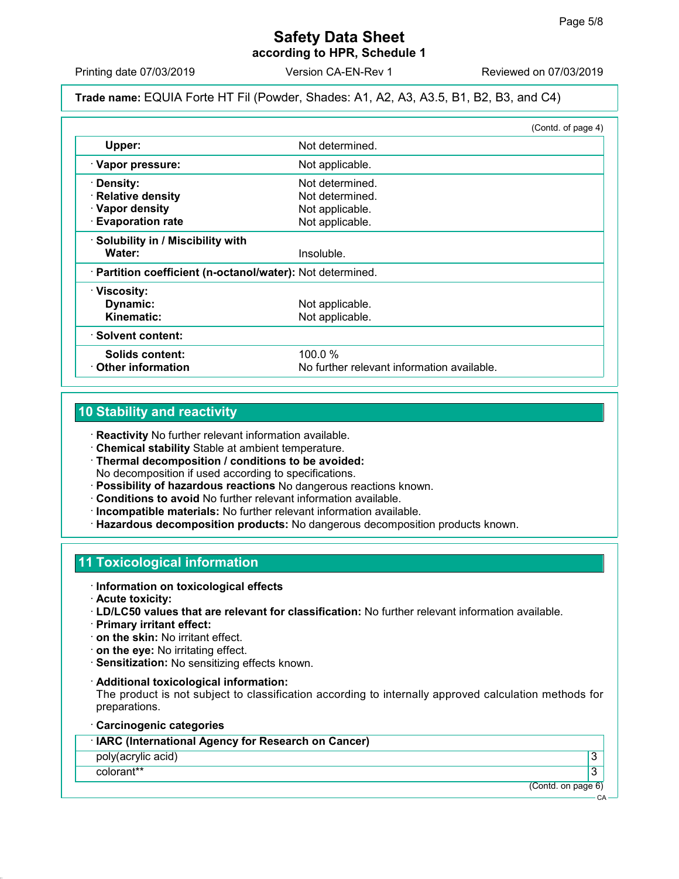**Trade name:** EQUIA Forte HT Fil (Powder, Shades: A1, A2, A3, A3.5, B1, B2, B3, and C4)

(Contd. of page 4)

| | |
|---|---|
| **Upper:** | Not determined. |
| · **Vapor pressure:** | Not applicable. |
| · **Density:** | Not determined. |
| · **Relative density** | Not determined. |
| · **Vapor density** | Not applicable. |
| · **Evaporation rate** | Not applicable. |
| · **Solubility in / Miscibility with Water:** | Insoluble. |
| · **Partition coefficient (n-octanol/water):** | Not determined. |
| · **Viscosity:** | |
| **Dynamic:** | Not applicable. |
| **Kinematic:** | Not applicable. |
| · **Solvent content:** | |
| **Solids content:** | 100.0 % |
| · **Other information** | No further relevant information available. |

## 10 Stability and reactivity

· **Reactivity** No further relevant information available.
· **Chemical stability** Stable at ambient temperature.
· **Thermal decomposition / conditions to be avoided:**
No decomposition if used according to specifications.
· **Possibility of hazardous reactions** No dangerous reactions known.
· **Conditions to avoid** No further relevant information available.
· **Incompatible materials:** No further relevant information available.
· **Hazardous decomposition products:** No dangerous decomposition products known.

## 11 Toxicological information

· **Information on toxicological effects**
· **Acute toxicity:**
· **LD/LC50 values that are relevant for classification:** No further relevant information available.
· **Primary irritant effect:**
· **on the skin:** No irritant effect.
· **on the eye:** No irritating effect.
· **Sensitization:** No sensitizing effects known.

· **Additional toxicological information:**
The product is not subject to classification according to internally approved calculation methods for preparations.

· **Carcinogenic categories**

| · **IARC (International Agency for Research on Cancer)** | |
|---|---|
| poly(acrylic acid) | 3 |
| colorant** | 3 |

(Contd. on page 6)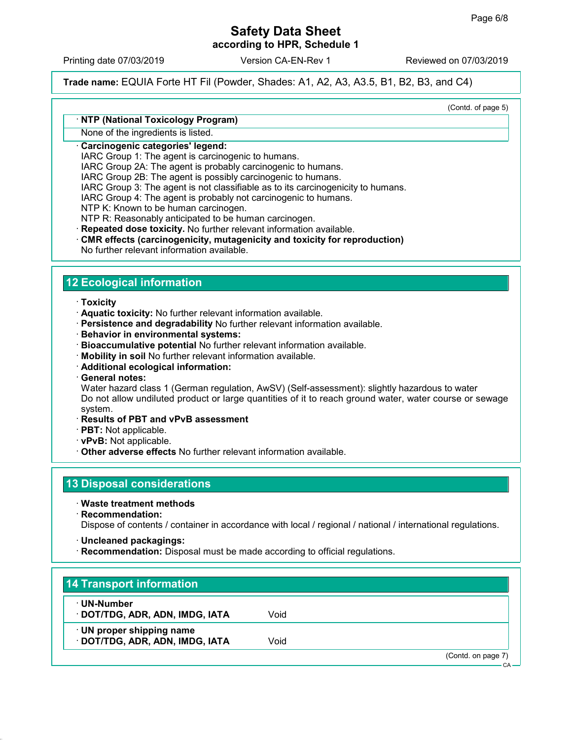(Contd. of page 5)

**· NTP (National Toxicology Program)**

None of the ingredients is listed.

**· Carcinogenic categories' legend:**

IARC Group 1: The agent is carcinogenic to humans.
IARC Group 2A: The agent is probably carcinogenic to humans.
IARC Group 2B: The agent is possibly carcinogenic to humans.
IARC Group 3: The agent is not classifiable as to its carcinogenicity to humans.
IARC Group 4: The agent is probably not carcinogenic to humans.
NTP K: Known to be human carcinogen.
NTP R: Reasonably anticipated to be human carcinogen.

**· Repeated dose toxicity.** No further relevant information available.

**· CMR effects (carcinogenicity, mutagenicity and toxicity for reproduction)**

No further relevant information available.

## 12 Ecological information

**· Toxicity**

**· Aquatic toxicity:** No further relevant information available.

**· Persistence and degradability** No further relevant information available.

**· Behavior in environmental systems:**

**· Bioaccumulative potential** No further relevant information available.

**· Mobility in soil** No further relevant information available.

**· Additional ecological information:**

**· General notes:**

Water hazard class 1 (German regulation, AwSV) (Self-assessment): slightly hazardous to water
Do not allow undiluted product or large quantities of it to reach ground water, water course or sewage system.

**· Results of PBT and vPvB assessment**

**· PBT:** Not applicable.

**· vPvB:** Not applicable.

**· Other adverse effects** No further relevant information available.

## 13 Disposal considerations

**· Waste treatment methods**

**· Recommendation:**

Dispose of contents / container in accordance with local / regional / national / international regulations.

**· Uncleaned packagings:**

**· Recommendation:** Disposal must be made according to official regulations.

## 14 Transport information

| · UN-Number | |
|---|---|
| · DOT/TDG, ADR, ADN, IMDG, IATA | Void |
| **· UN proper shipping name** | |
| · DOT/TDG, ADR, ADN, IMDG, IATA | Void |

(Contd. on page 7)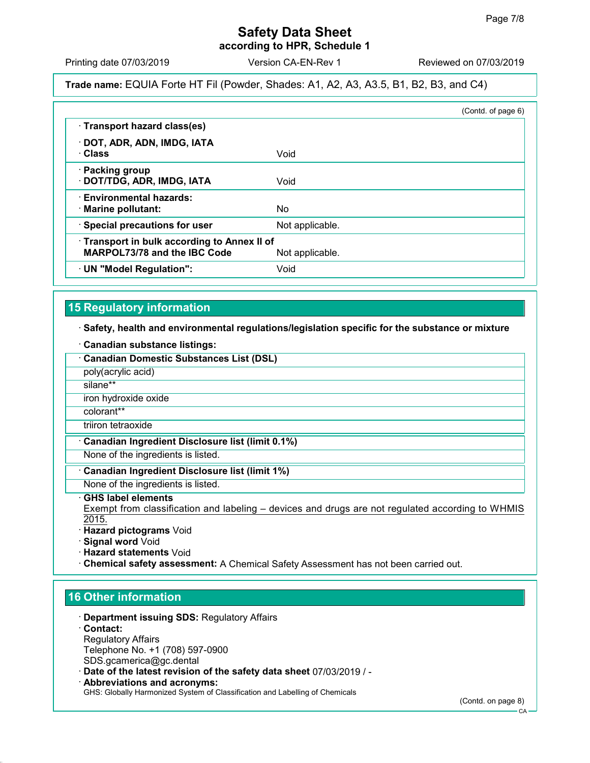**Trade name:** EQUIA Forte HT Fil (Powder, Shades: A1, A2, A3, A3.5, B1, B2, B3, and C4)

(Contd. of page 6)

| · Transport hazard class(es) | |
|---|---|
| · DOT, ADR, ADN, IMDG, IATA<br>· Class | Void |
| · Packing group<br>· DOT/TDG, ADR, IMDG, IATA | Void |
| · Environmental hazards:<br>· Marine pollutant: | No |
| · Special precautions for user | Not applicable. |
| · Transport in bulk according to Annex II of MARPOL73/78 and the IBC Code | Not applicable. |
| · UN "Model Regulation": | Void |

## 15 Regulatory information

· **Safety, health and environmental regulations/legislation specific for the substance or mixture**

· **Canadian substance listings:**

| · Canadian Domestic Substances List (DSL) |
|---|
| poly(acrylic acid) |
| silane** |
| iron hydroxide oxide |
| colorant** |
| triiron tetraoxide |

| · Canadian Ingredient Disclosure list (limit 0.1%) |
|---|
| None of the ingredients is listed. |

| · Canadian Ingredient Disclosure list (limit 1%) |
|---|
| None of the ingredients is listed. |

· **GHS label elements**
Exempt from classification and labeling – devices and drugs are not regulated according to WHMIS 2015.

· **Hazard pictograms** Void
· **Signal word** Void
· **Hazard statements** Void
· **Chemical safety assessment:** A Chemical Safety Assessment has not been carried out.

## 16 Other information

· **Department issuing SDS:** Regulatory Affairs
· **Contact:**
Regulatory Affairs
Telephone No. +1 (708) 597-0900
SDS.gcamerica@gc.dental
· **Date of the latest revision of the safety data sheet** 07/03/2019 / -
· **Abbreviations and acronyms:**
GHS: Globally Harmonized System of Classification and Labelling of Chemicals

(Contd. on page 8)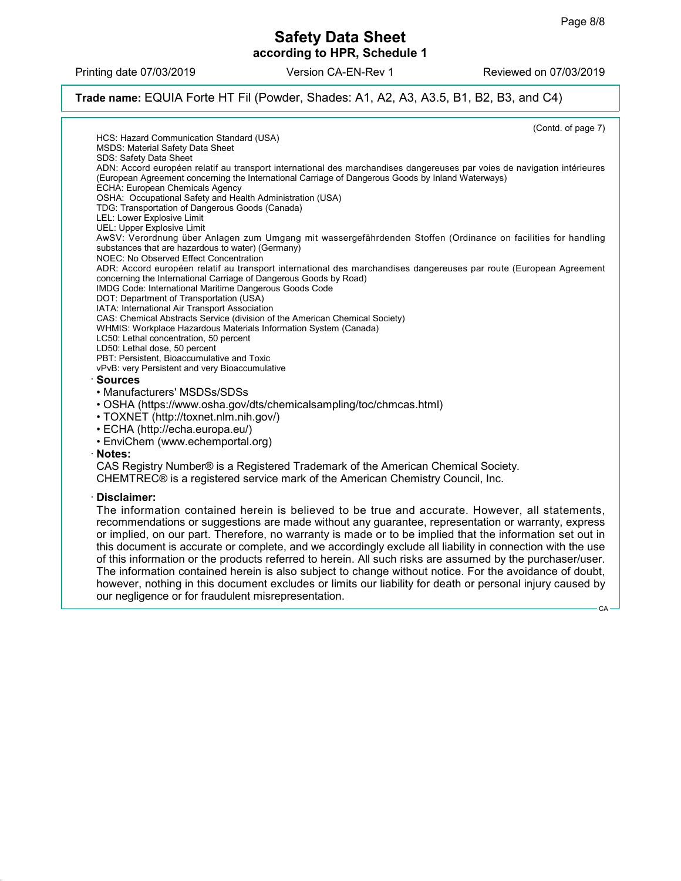(Contd. of page 7)

HCS: Hazard Communication Standard (USA)
MSDS: Material Safety Data Sheet
SDS: Safety Data Sheet
ADN: Accord européen relatif au transport international des marchandises dangereuses par voies de navigation intérieures (European Agreement concerning the International Carriage of Dangerous Goods by Inland Waterways)
ECHA: European Chemicals Agency
OSHA: Occupational Safety and Health Administration (USA)
TDG: Transportation of Dangerous Goods (Canada)
LEL: Lower Explosive Limit
UEL: Upper Explosive Limit
AwSV: Verordnung über Anlagen zum Umgang mit wassergefährdenden Stoffen (Ordinance on facilities for handling substances that are hazardous to water) (Germany)
NOEC: No Observed Effect Concentration
ADR: Accord européen relatif au transport international des marchandises dangereuses par route (European Agreement concerning the International Carriage of Dangerous Goods by Road)
IMDG Code: International Maritime Dangerous Goods Code
DOT: Department of Transportation (USA)
IATA: International Air Transport Association
CAS: Chemical Abstracts Service (division of the American Chemical Society)
WHMIS: Workplace Hazardous Materials Information System (Canada)
LC50: Lethal concentration, 50 percent
LD50: Lethal dose, 50 percent
PBT: Persistent, Bioaccumulative and Toxic
vPvB: very Persistent and very Bioaccumulative

· **Sources**

- Manufacturers' MSDSs/SDSs
- OSHA (https://www.osha.gov/dts/chemicalsampling/toc/chmcas.html)
- TOXNET (http://toxnet.nlm.nih.gov/)
- ECHA (http://echa.europa.eu/)
- EnviChem (www.echemportal.org)

· **Notes:**

CAS Registry Number® is a Registered Trademark of the American Chemical Society.
CHEMTREC® is a registered service mark of the American Chemistry Council, Inc.

· **Disclaimer:**

The information contained herein is believed to be true and accurate. However, all statements, recommendations or suggestions are made without any guarantee, representation or warranty, express or implied, on our part. Therefore, no warranty is made or to be implied that the information set out in this document is accurate or complete, and we accordingly exclude all liability in connection with the use of this information or the products referred to herein. All such risks are assumed by the purchaser/user. The information contained herein is also subject to change without notice. For the avoidance of doubt, however, nothing in this document excludes or limits our liability for death or personal injury caused by our negligence or for fraudulent misrepresentation.